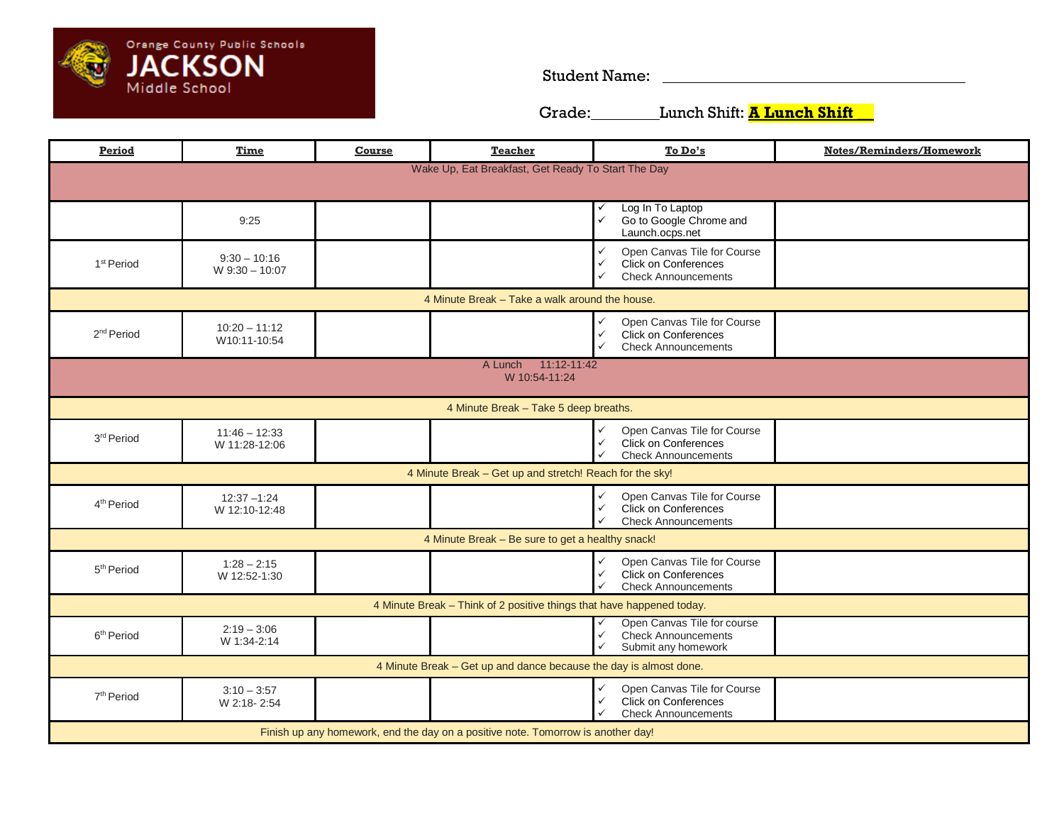Orange County Public Schools
**JACKSON**
Middle School

Student Name: ______________________________

Grade:________ Lunch Shift: **A Lunch Shift**

| Period | Time | Course | Teacher | To Do's | Notes/Reminders/Homework |
|---|---|---|---|---|---|
| Wake Up, Eat Breakfast, Get Ready To Start The Day | | | | | |
| | 9:25 | | | ✓ Log In To Laptop<br>✓ Go to Google Chrome and Launch.ocps.net | |
| 1st Period | 9:30 – 10:16<br>W 9:30 – 10:07 | | | ✓ Open Canvas Tile for Course<br>✓ Click on Conferences<br>✓ Check Announcements | |
| 4 Minute Break – Take a walk around the house. | | | | | |
| 2nd Period | 10:20 – 11:12<br>W10:11-10:54 | | | ✓ Open Canvas Tile for Course<br>✓ Click on Conferences<br>✓ Check Announcements | |
| A Lunch 11:12-11:42<br>W 10:54-11:24 | | | | | |
| 4 Minute Break – Take 5 deep breaths. | | | | | |
| 3rd Period | 11:46 – 12:33<br>W 11:28-12:06 | | | ✓ Open Canvas Tile for Course<br>✓ Click on Conferences<br>✓ Check Announcements | |
| 4 Minute Break – Get up and stretch! Reach for the sky! | | | | | |
| 4th Period | 12:37 –1:24<br>W 12:10-12:48 | | | ✓ Open Canvas Tile for Course<br>✓ Click on Conferences<br>✓ Check Announcements | |
| 4 Minute Break – Be sure to get a healthy snack! | | | | | |
| 5th Period | 1:28 – 2:15<br>W 12:52-1:30 | | | ✓ Open Canvas Tile for Course<br>✓ Click on Conferences<br>✓ Check Announcements | |
| 4 Minute Break – Think of 2 positive things that have happened today. | | | | | |
| 6th Period | 2:19 – 3:06<br>W 1:34-2:14 | | | ✓ Open Canvas Tile for course<br>✓ Check Announcements<br>✓ Submit any homework | |
| 4 Minute Break – Get up and dance because the day is almost done. | | | | | |
| 7th Period | 3:10 – 3:57<br>W 2:18- 2:54 | | | ✓ Open Canvas Tile for Course<br>✓ Click on Conferences<br>✓ Check Announcements | |
| Finish up any homework, end the day on a positive note. Tomorrow is another day! | | | | | |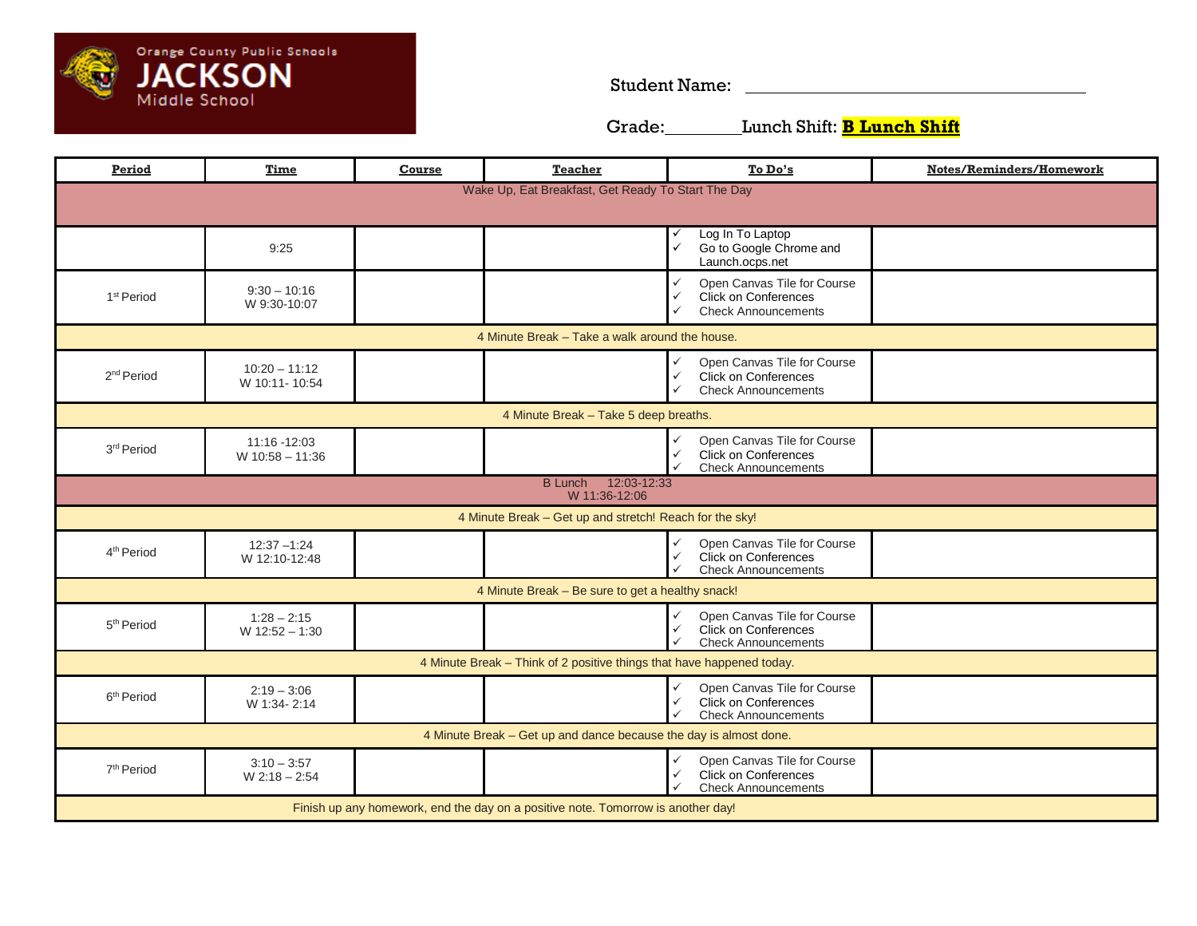Orange County Public Schools
**JACKSON**
Middle School

Student Name: ______________________________

Grade:________ Lunch Shift: **B Lunch Shift**

| **Period** | **Time** | **Course** | **Teacher** | **To Do's** | **Notes/Reminders/Homework** |
|---|---|---|---|---|---|
| Wake Up, Eat Breakfast, Get Ready To Start The Day | | | | | |
| | 9:25 | | | ✓ Log In To Laptop<br>✓ Go to Google Chrome and Launch.ocps.net | |
| 1st Period | 9:30 – 10:16<br>W 9:30-10:07 | | | ✓ Open Canvas Tile for Course<br>✓ Click on Conferences<br>✓ Check Announcements | |
| 4 Minute Break – Take a walk around the house. | | | | | |
| 2nd Period | 10:20 – 11:12<br>W 10:11- 10:54 | | | ✓ Open Canvas Tile for Course<br>✓ Click on Conferences<br>✓ Check Announcements | |
| 4 Minute Break – Take 5 deep breaths. | | | | | |
| 3rd Period | 11:16 -12:03<br>W 10:58 – 11:36 | | | ✓ Open Canvas Tile for Course<br>✓ Click on Conferences<br>✓ Check Announcements | |
| B Lunch 12:03-12:33<br>W 11:36-12:06 | | | | | |
| 4 Minute Break – Get up and stretch! Reach for the sky! | | | | | |
| 4th Period | 12:37 –1:24<br>W 12:10-12:48 | | | ✓ Open Canvas Tile for Course<br>✓ Click on Conferences<br>✓ Check Announcements | |
| 4 Minute Break – Be sure to get a healthy snack! | | | | | |
| 5th Period | 1:28 – 2:15<br>W 12:52 – 1:30 | | | ✓ Open Canvas Tile for Course<br>✓ Click on Conferences<br>✓ Check Announcements | |
| 4 Minute Break – Think of 2 positive things that have happened today. | | | | | |
| 6th Period | 2:19 – 3:06<br>W 1:34- 2:14 | | | ✓ Open Canvas Tile for Course<br>✓ Click on Conferences<br>✓ Check Announcements | |
| 4 Minute Break – Get up and dance because the day is almost done. | | | | | |
| 7th Period | 3:10 – 3:57<br>W 2:18 – 2:54 | | | ✓ Open Canvas Tile for Course<br>✓ Click on Conferences<br>✓ Check Announcements | |
| Finish up any homework, end the day on a positive note. Tomorrow is another day! | | | | | |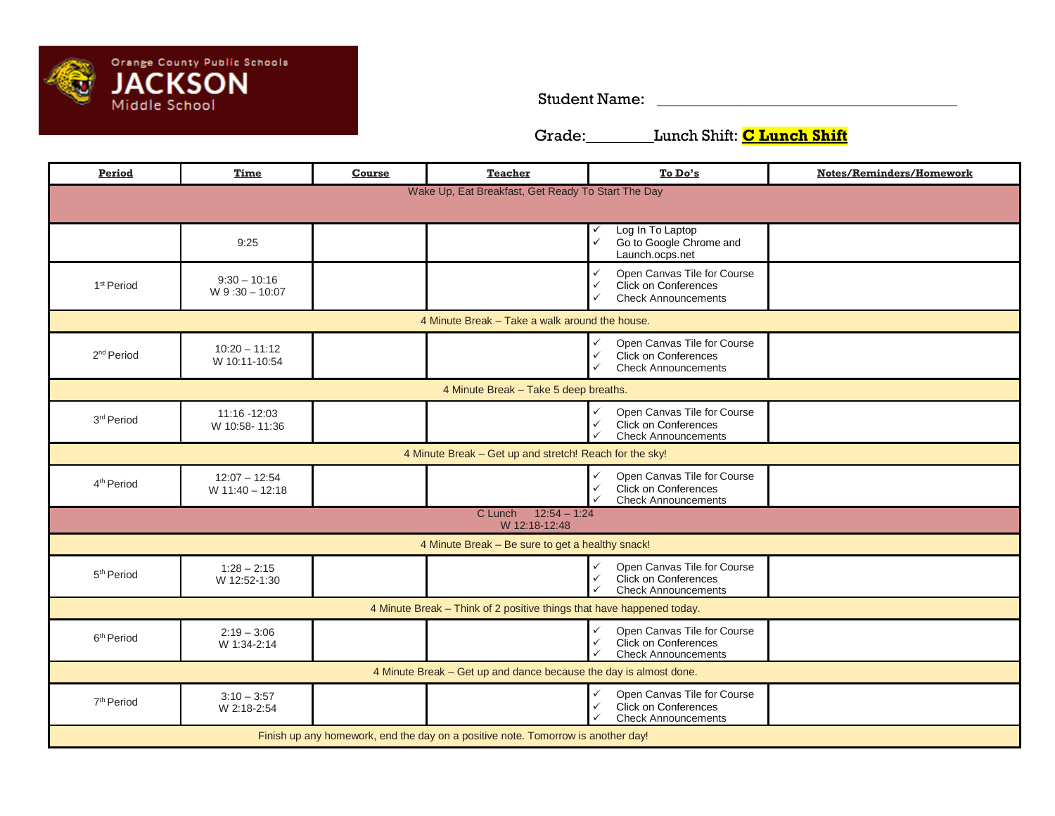Orange County Public Schools
**JACKSON**
Middle School

Student Name: ______________________

Grade:________Lunch Shift: **C Lunch Shift**

| **Period** | **Time** | **Course** | **Teacher** | **To Do's** | **Notes/Reminders/Homework** |
|---|---|---|---|---|---|
| Wake Up, Eat Breakfast, Get Ready To Start The Day | | | | | |
| | 9:25 | | | ✓ Log In To Laptop<br>✓ Go to Google Chrome and Launch.ocps.net | |
| 1st Period | 9:30 – 10:16<br>W 9 :30 – 10:07 | | | ✓ Open Canvas Tile for Course<br>✓ Click on Conferences<br>✓ Check Announcements | |
| 4 Minute Break – Take a walk around the house. | | | | | |
| 2nd Period | 10:20 – 11:12<br>W 10:11-10:54 | | | ✓ Open Canvas Tile for Course<br>✓ Click on Conferences<br>✓ Check Announcements | |
| 4 Minute Break – Take 5 deep breaths. | | | | | |
| 3rd Period | 11:16 -12:03<br>W 10:58- 11:36 | | | ✓ Open Canvas Tile for Course<br>✓ Click on Conferences<br>✓ Check Announcements | |
| 4 Minute Break – Get up and stretch! Reach for the sky! | | | | | |
| 4th Period | 12:07 – 12:54<br>W 11:40 – 12:18 | | | ✓ Open Canvas Tile for Course<br>✓ Click on Conferences<br>✓ Check Announcements | |
| C Lunch 12:54 – 1:24<br>W 12:18-12:48 | | | | | |
| 4 Minute Break – Be sure to get a healthy snack! | | | | | |
| 5th Period | 1:28 – 2:15<br>W 12:52-1:30 | | | ✓ Open Canvas Tile for Course<br>✓ Click on Conferences<br>✓ Check Announcements | |
| 4 Minute Break – Think of 2 positive things that have happened today. | | | | | |
| 6th Period | 2:19 – 3:06<br>W 1:34-2:14 | | | ✓ Open Canvas Tile for Course<br>✓ Click on Conferences<br>✓ Check Announcements | |
| 4 Minute Break – Get up and dance because the day is almost done. | | | | | |
| 7th Period | 3:10 – 3:57<br>W 2:18-2:54 | | | ✓ Open Canvas Tile for Course<br>✓ Click on Conferences<br>✓ Check Announcements | |
| Finish up any homework, end the day on a positive note. Tomorrow is another day! | | | | | |